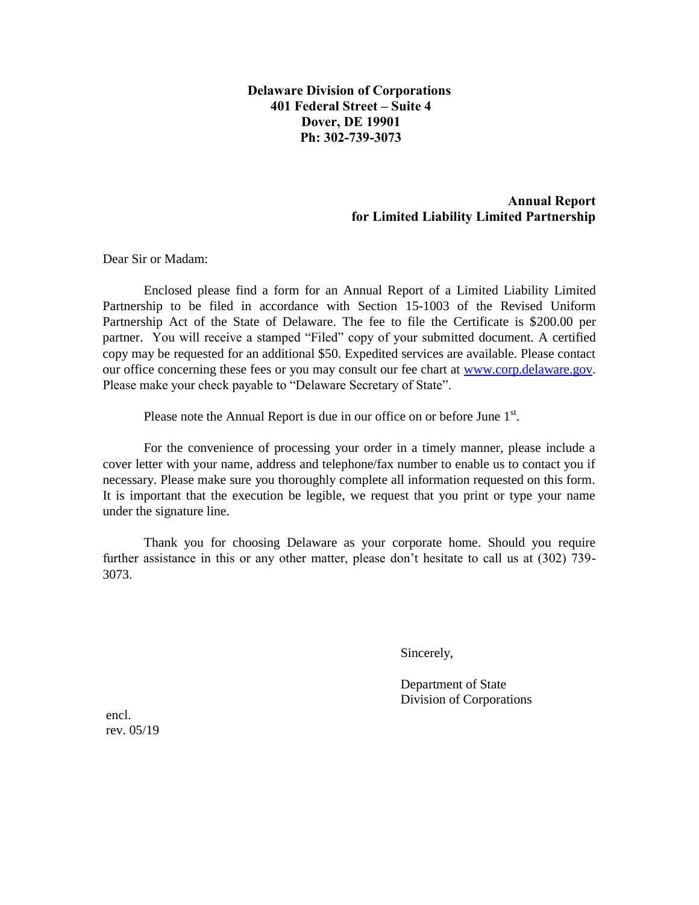**Delaware Division of Corporations**
**401 Federal Street – Suite 4**
**Dover, DE 19901**
**Ph: 302-739-3073**

**Annual Report**
**for Limited Liability Limited Partnership**

Dear Sir or Madam:

Enclosed please find a form for an Annual Report of a Limited Liability Limited Partnership to be filed in accordance with Section 15-1003 of the Revised Uniform Partnership Act of the State of Delaware. The fee to file the Certificate is $200.00 per partner. You will receive a stamped "Filed" copy of your submitted document. A certified copy may be requested for an additional $50. Expedited services are available. Please contact our office concerning these fees or you may consult our fee chart at www.corp.delaware.gov. Please make your check payable to "Delaware Secretary of State".

Please note the Annual Report is due in our office on or before June 1st.

For the convenience of processing your order in a timely manner, please include a cover letter with your name, address and telephone/fax number to enable us to contact you if necessary. Please make sure you thoroughly complete all information requested on this form. It is important that the execution be legible, we request that you print or type your name under the signature line.

Thank you for choosing Delaware as your corporate home. Should you require further assistance in this or any other matter, please don't hesitate to call us at (302) 739-3073.

Sincerely,

Department of State
Division of Corporations

encl.
rev. 05/19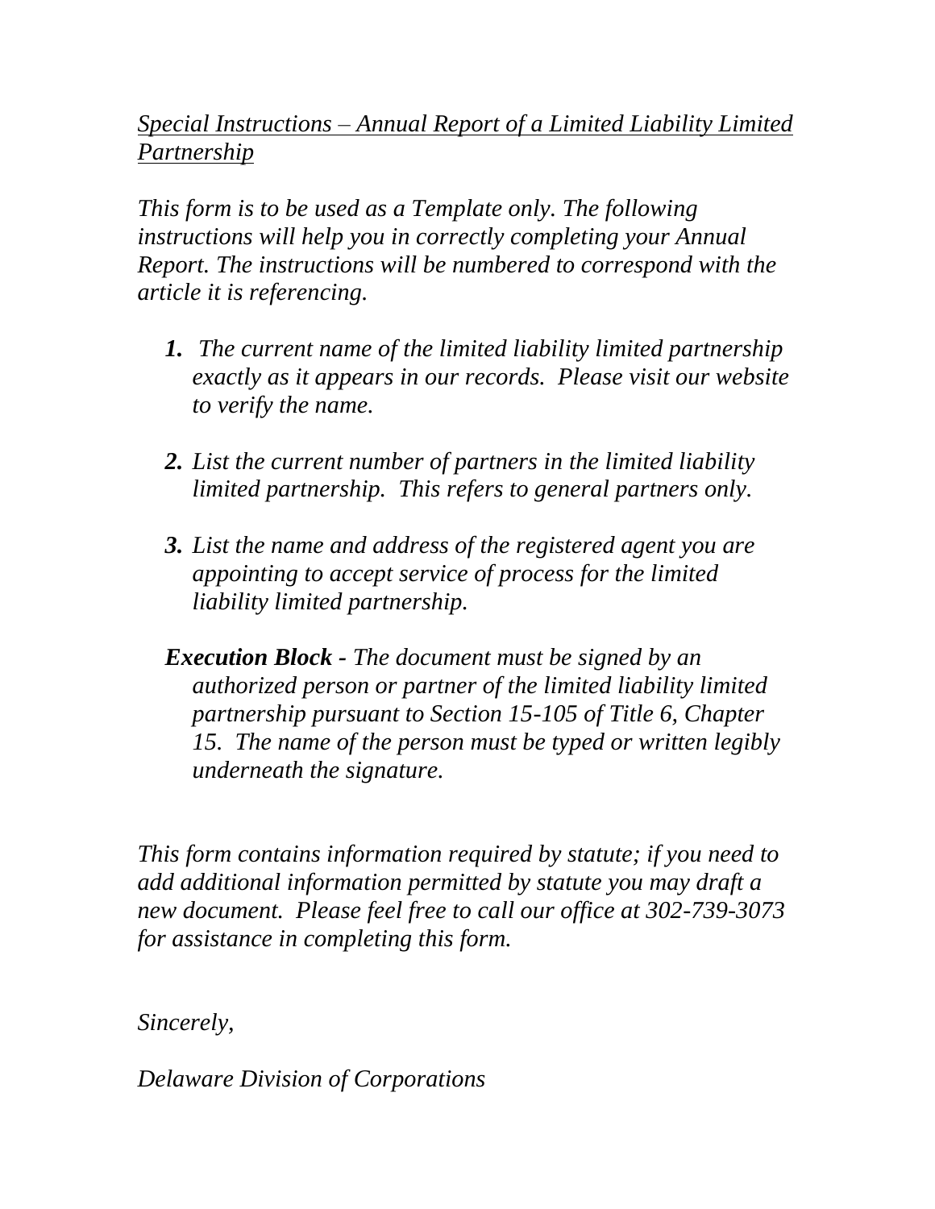*<u>Special Instructions – Annual Report of a Limited Liability Limited Partnership</u>*

*This form is to be used as a Template only. The following instructions will help you in correctly completing your Annual Report. The instructions will be numbered to correspond with the article it is referencing.*

1. *The current name of the limited liability limited partnership exactly as it appears in our records. Please visit our website to verify the name.*

2. *List the current number of partners in the limited liability limited partnership. This refers to general partners only.*

3. *List the name and address of the registered agent you are appointing to accept service of process for the limited liability limited partnership.*

***Execution Block -*** *The document must be signed by an authorized person or partner of the limited liability limited partnership pursuant to Section 15-105 of Title 6, Chapter 15. The name of the person must be typed or written legibly underneath the signature.*

*This form contains information required by statute; if you need to add additional information permitted by statute you may draft a new document. Please feel free to call our office at 302-739-3073 for assistance in completing this form.*

*Sincerely,*

*Delaware Division of Corporations*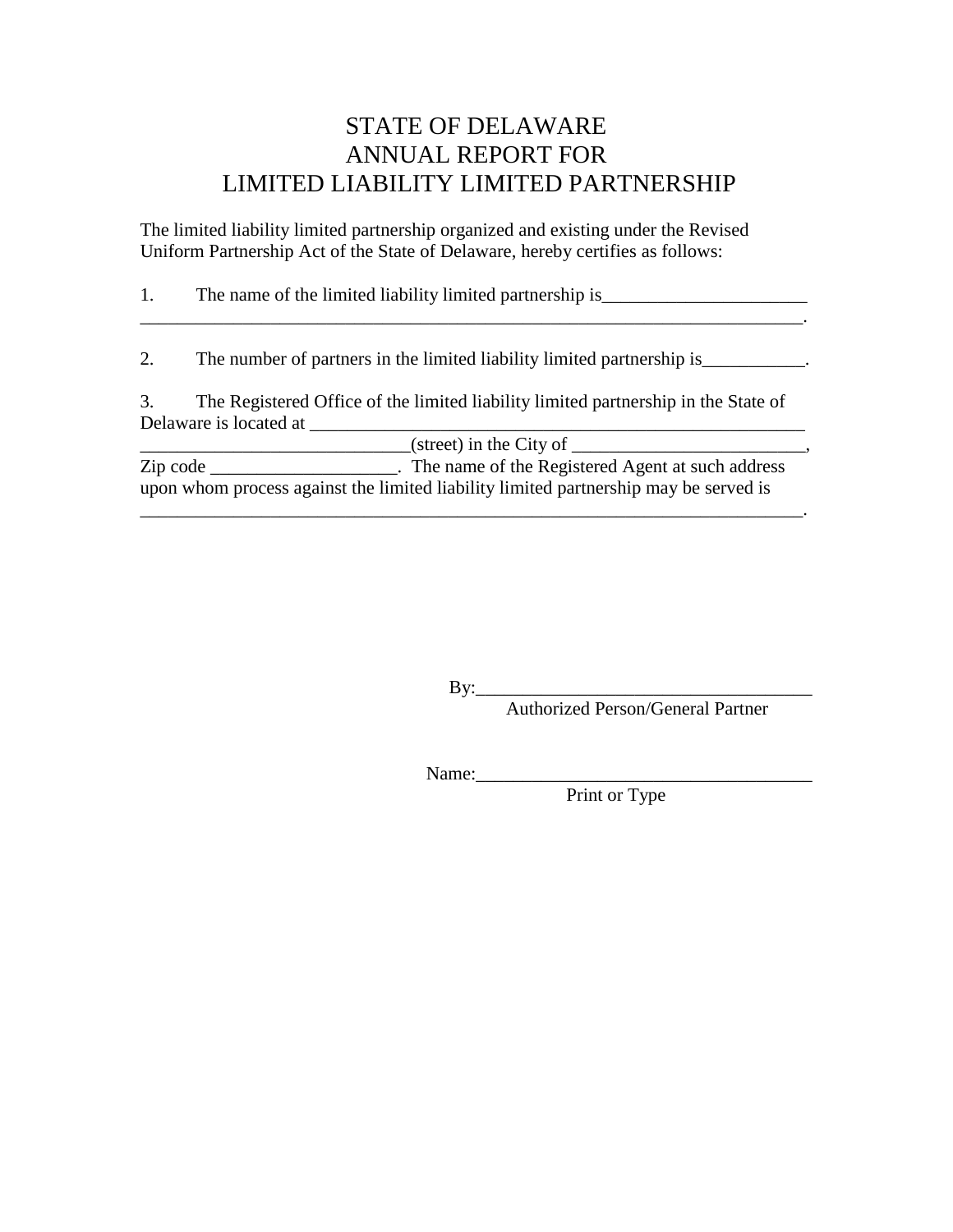# STATE OF DELAWARE
# ANNUAL REPORT FOR
# LIMITED LIABILITY LIMITED PARTNERSHIP

The limited liability limited partnership organized and existing under the Revised Uniform Partnership Act of the State of Delaware, hereby certifies as follows:

1. The name of the limited liability limited partnership is______________________ ___________________________________________________________________________.

2. The number of partners in the limited liability limited partnership is___________.

3. The Registered Office of the limited liability limited partnership in the State of Delaware is located at _______________________________________________________ ____________________________(street) in the City of _________________________, Zip code ____________________. The name of the Registered Agent at such address upon whom process against the limited liability limited partnership may be served is ___________________________________________________________________________.

By:____________________________________
Authorized Person/General Partner

Name:_____________________________________
Print or Type